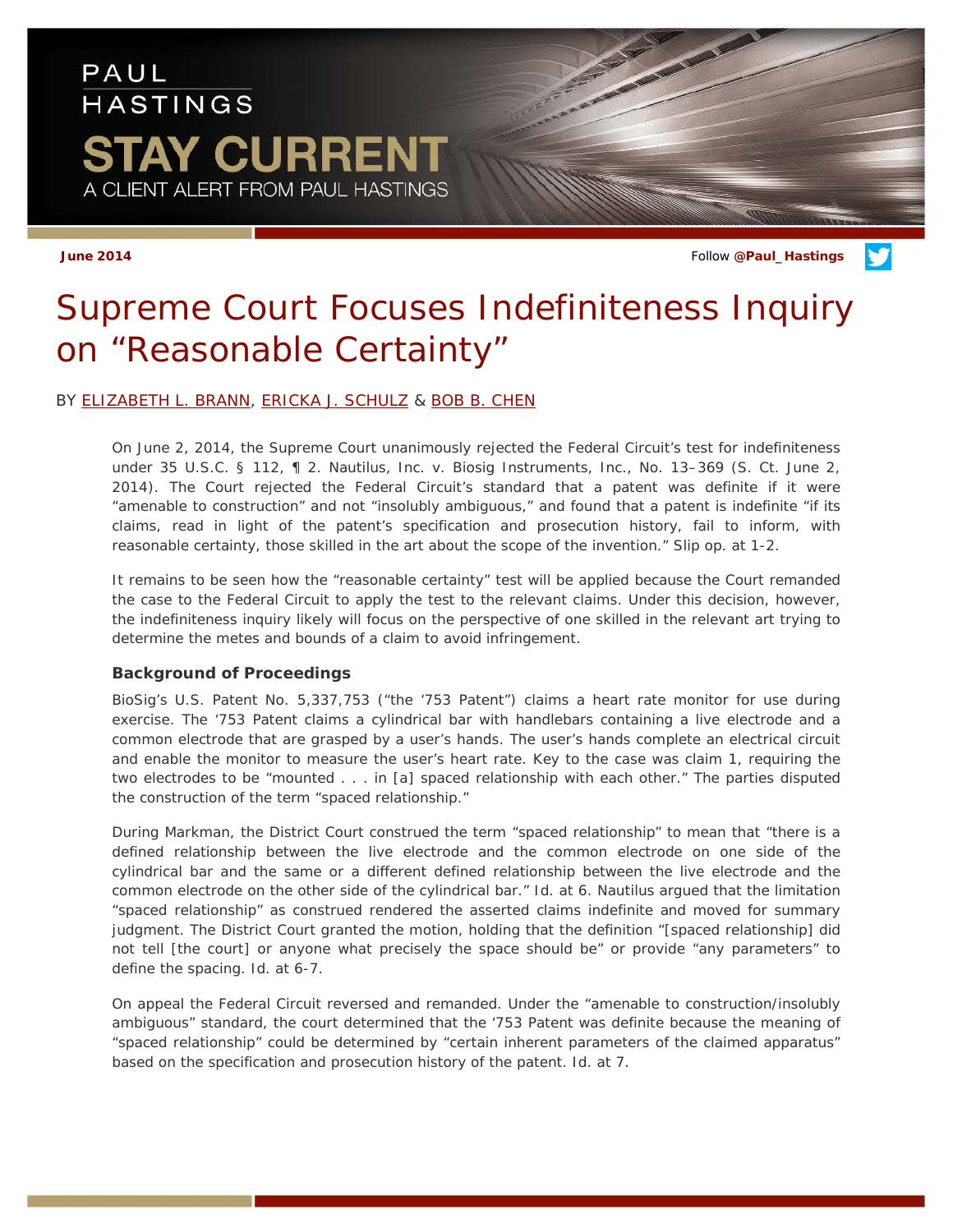PAUL HASTINGS

# STAY CURRENT

A CLIENT ALERT FROM PAUL HASTINGS

**June 2014**

Follow **@Paul_Hastings**

# Supreme Court Focuses Indefiniteness Inquiry on "Reasonable Certainty"

BY ELIZABETH L. BRANN, ERICKA J. SCHULZ & BOB B. CHEN

On June 2, 2014, the Supreme Court unanimously rejected the Federal Circuit's test for indefiniteness under 35 U.S.C. § 112, ¶ 2. Nautilus, Inc. v. Biosig Instruments, Inc., No. 13–369 (S. Ct. June 2, 2014). The Court rejected the Federal Circuit's standard that a patent was definite if it were "amenable to construction" and not "insolubly ambiguous," and found that a patent is indefinite "if its claims, read in light of the patent's specification and prosecution history, fail to inform, with reasonable certainty, those skilled in the art about the scope of the invention." Slip op. at 1-2.

It remains to be seen how the "reasonable certainty" test will be applied because the Court remanded the case to the Federal Circuit to apply the test to the relevant claims. Under this decision, however, the indefiniteness inquiry likely will focus on the perspective of one skilled in the relevant art trying to determine the metes and bounds of a claim to avoid infringement.

### Background of Proceedings

BioSig's U.S. Patent No. 5,337,753 ("the '753 Patent") claims a heart rate monitor for use during exercise. The '753 Patent claims a cylindrical bar with handlebars containing a live electrode and a common electrode that are grasped by a user's hands. The user's hands complete an electrical circuit and enable the monitor to measure the user's heart rate. Key to the case was claim 1, requiring the two electrodes to be "mounted . . . in [a] spaced relationship with each other." The parties disputed the construction of the term "spaced relationship."

During Markman, the District Court construed the term "spaced relationship" to mean that "there is a defined relationship between the live electrode and the common electrode on one side of the cylindrical bar and the same or a different defined relationship between the live electrode and the common electrode on the other side of the cylindrical bar." Id. at 6. Nautilus argued that the limitation "spaced relationship" as construed rendered the asserted claims indefinite and moved for summary judgment. The District Court granted the motion, holding that the definition "[spaced relationship] did not tell [the court] or anyone what precisely the space should be" or provide "any parameters" to define the spacing. Id. at 6-7.

On appeal the Federal Circuit reversed and remanded. Under the "amenable to construction/insolubly ambiguous" standard, the court determined that the '753 Patent was definite because the meaning of "spaced relationship" could be determined by "certain inherent parameters of the claimed apparatus" based on the specification and prosecution history of the patent. Id. at 7.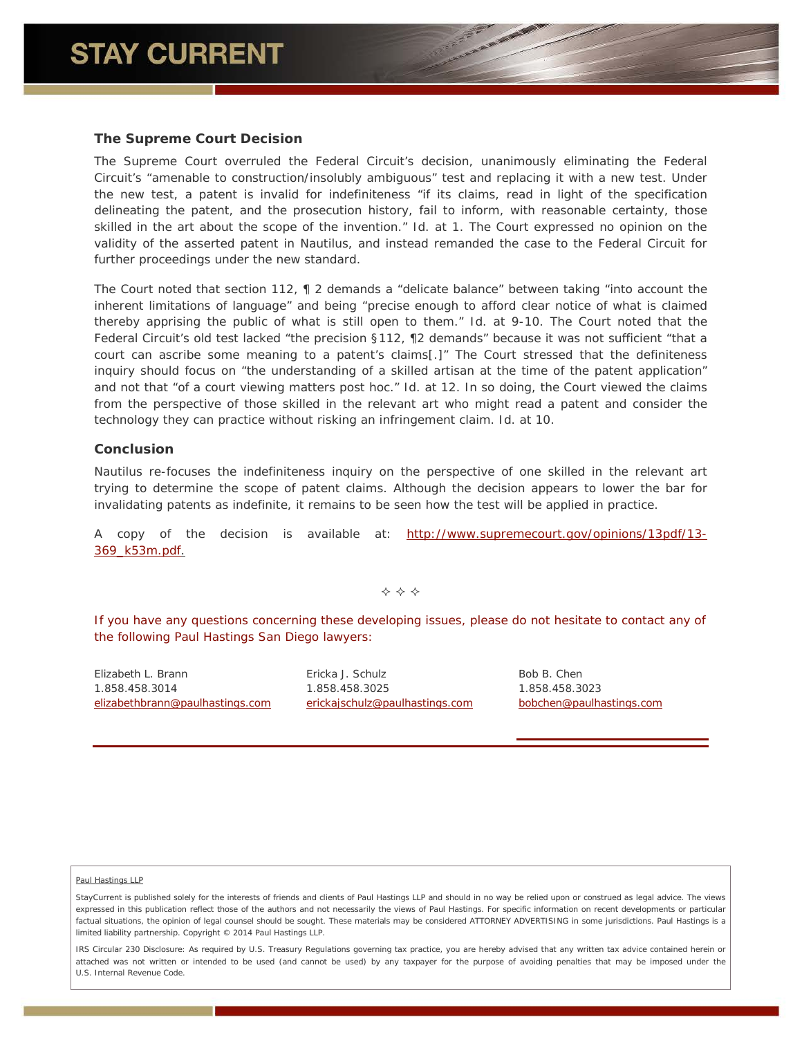### The Supreme Court Decision

The Supreme Court overruled the Federal Circuit's decision, unanimously eliminating the Federal Circuit's "amenable to construction/insolubly ambiguous" test and replacing it with a new test. Under the new test, a patent is invalid for indefiniteness "if its claims, read in light of the specification delineating the patent, and the prosecution history, fail to inform, with reasonable certainty, those skilled in the art about the scope of the invention." *Id.* at 1. The Court expressed no opinion on the validity of the asserted patent in Nautilus, and instead remanded the case to the Federal Circuit for further proceedings under the new standard.

The Court noted that section 112, ¶ 2 demands a "delicate balance" between taking "into account the inherent limitations of language" and being "precise enough to afford clear notice of what is claimed thereby apprising the public of what is still open to them." *Id.* at 9-10. The Court noted that the Federal Circuit's old test lacked "the precision §112, ¶2 demands" because it was not sufficient "that a court can ascribe some meaning to a patent's claims[.]" The Court stressed that the definiteness inquiry should focus on "the understanding of a skilled artisan at the time of the patent application" and not that "of a court viewing matters post hoc." *Id.* at 12. In so doing, the Court viewed the claims from the perspective of those skilled in the relevant art who might read a patent and consider the technology they can practice without risking an infringement claim. *Id.* at 10.

### Conclusion

Nautilus re-focuses the indefiniteness inquiry on the perspective of one skilled in the relevant art trying to determine the scope of patent claims. Although the decision appears to lower the bar for invalidating patents as indefinite, it remains to be seen how the test will be applied in practice.

A copy of the decision is available at: [http://www.supremecourt.gov/opinions/13pdf/13-369_k53m.pdf.](http://www.supremecourt.gov/opinions/13pdf/13-369_k53m.pdf)

✧ ✧ ✧

If you have any questions concerning these developing issues, please do not hesitate to contact any of the following Paul Hastings San Diego lawyers:

Elizabeth L. Brann
1.858.458.3014
elizabethbrann@paulhastings.com

Ericka J. Schulz
1.858.458.3025
erickajschulz@paulhastings.com

Bob B. Chen
1.858.458.3023
bobchen@paulhastings.com

Paul Hastings LLP

StayCurrent is published solely for the interests of friends and clients of Paul Hastings LLP and should in no way be relied upon or construed as legal advice. The views expressed in this publication reflect those of the authors and not necessarily the views of Paul Hastings. For specific information on recent developments or particular factual situations, the opinion of legal counsel should be sought. These materials may be considered ATTORNEY ADVERTISING in some jurisdictions. Paul Hastings is a limited liability partnership. Copyright © 2014 Paul Hastings LLP.

IRS Circular 230 Disclosure: As required by U.S. Treasury Regulations governing tax practice, you are hereby advised that any written tax advice contained herein or attached was not written or intended to be used (and cannot be used) by any taxpayer for the purpose of avoiding penalties that may be imposed under the U.S. Internal Revenue Code.